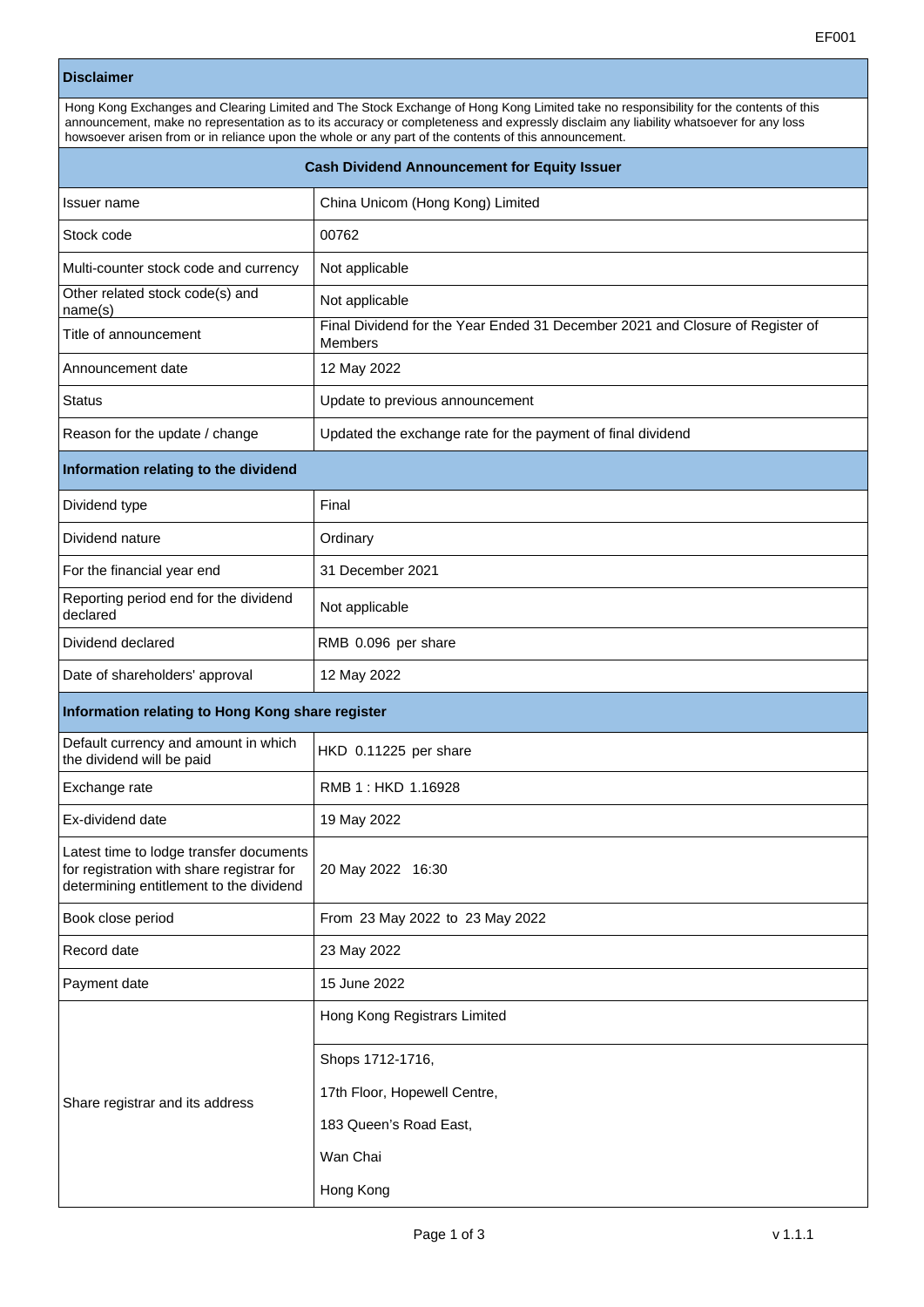EF001

| Disclaimer |
|---|
| Hong Kong Exchanges and Clearing Limited and The Stock Exchange of Hong Kong Limited take no responsibility for the contents of this announcement, make no representation as to its accuracy or completeness and expressly disclaim any liability whatsoever for any loss howsoever arisen from or in reliance upon the whole or any part of the contents of this announcement. |

**Cash Dividend Announcement for Equity Issuer**

| | |
|---|---|
| Issuer name | China Unicom (Hong Kong) Limited |
| Stock code | 00762 |
| Multi-counter stock code and currency | Not applicable |
| Other related stock code(s) and name(s) | Not applicable |
| Title of announcement | Final Dividend for the Year Ended 31 December 2021 and Closure of Register of Members |
| Announcement date | 12 May 2022 |
| Status | Update to previous announcement |
| Reason for the update / change | Updated the exchange rate for the payment of final dividend |

**Information relating to the dividend**

| | |
|---|---|
| Dividend type | Final |
| Dividend nature | Ordinary |
| For the financial year end | 31 December 2021 |
| Reporting period end for the dividend declared | Not applicable |
| Dividend declared | RMB 0.096 per share |
| Date of shareholders' approval | 12 May 2022 |

**Information relating to Hong Kong share register**

| | |
|---|---|
| Default currency and amount in which the dividend will be paid | HKD 0.11225 per share |
| Exchange rate | RMB 1 : HKD 1.16928 |
| Ex-dividend date | 19 May 2022 |
| Latest time to lodge transfer documents for registration with share registrar for determining entitlement to the dividend | 20 May 2022 16:30 |
| Book close period | From 23 May 2022 to 23 May 2022 |
| Record date | 23 May 2022 |
| Payment date | 15 June 2022 |
| Share registrar and its address | Hong Kong Registrars Limited<br><br>Shops 1712-1716,<br>17th Floor, Hopewell Centre,<br>183 Queen's Road East,<br>Wan Chai<br>Hong Kong |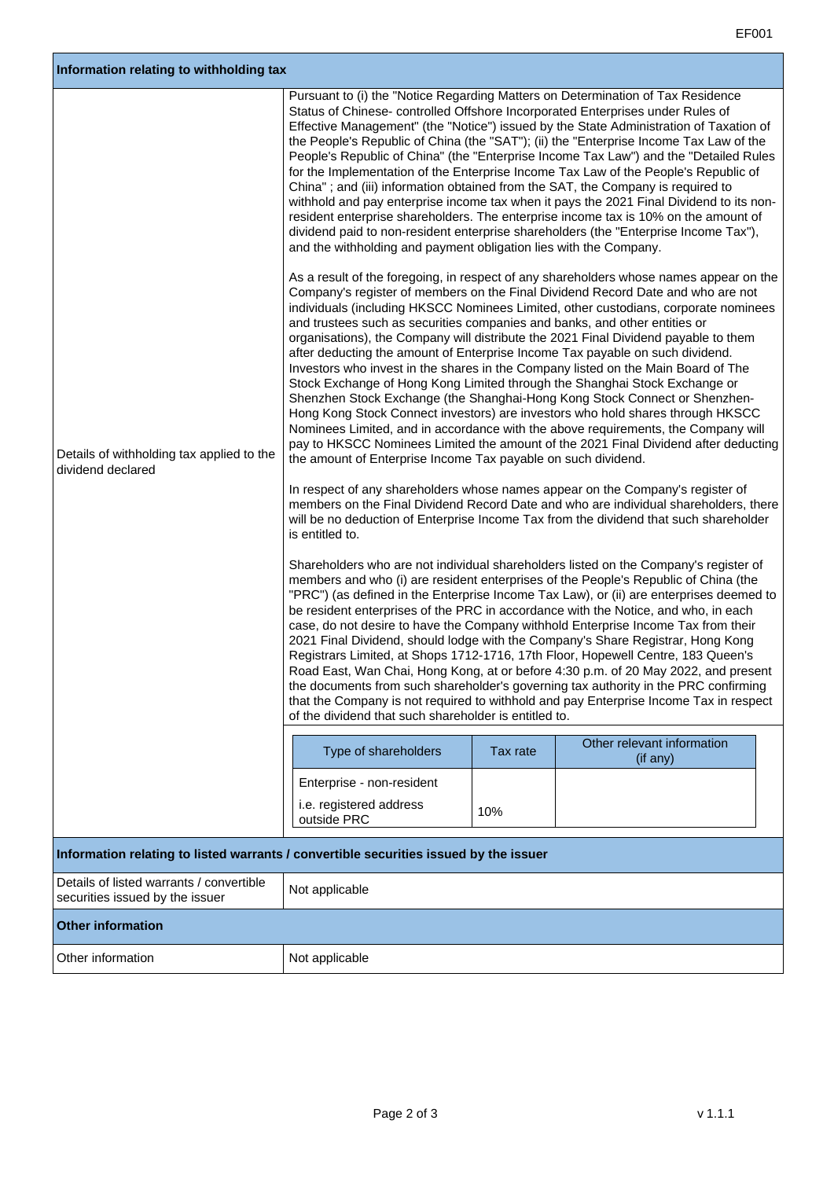## Information relating to withholding tax

**Details of withholding tax applied to the dividend declared**

Pursuant to (i) the "Notice Regarding Matters on Determination of Tax Residence Status of Chinese- controlled Offshore Incorporated Enterprises under Rules of Effective Management" (the "Notice") issued by the State Administration of Taxation of the People's Republic of China (the "SAT"); (ii) the "Enterprise Income Tax Law of the People's Republic of China" (the "Enterprise Income Tax Law") and the "Detailed Rules for the Implementation of the Enterprise Income Tax Law of the People's Republic of China" ; and (iii) information obtained from the SAT, the Company is required to withhold and pay enterprise income tax when it pays the 2021 Final Dividend to its non-resident enterprise shareholders. The enterprise income tax is 10% on the amount of dividend paid to non-resident enterprise shareholders (the "Enterprise Income Tax"), and the withholding and payment obligation lies with the Company.

As a result of the foregoing, in respect of any shareholders whose names appear on the Company's register of members on the Final Dividend Record Date and who are not individuals (including HKSCC Nominees Limited, other custodians, corporate nominees and trustees such as securities companies and banks, and other entities or organisations), the Company will distribute the 2021 Final Dividend payable to them after deducting the amount of Enterprise Income Tax payable on such dividend. Investors who invest in the shares in the Company listed on the Main Board of The Stock Exchange of Hong Kong Limited through the Shanghai Stock Exchange or Shenzhen Stock Exchange (the Shanghai-Hong Kong Stock Connect or Shenzhen-Hong Kong Stock Connect investors) are investors who hold shares through HKSCC Nominees Limited, and in accordance with the above requirements, the Company will pay to HKSCC Nominees Limited the amount of the 2021 Final Dividend after deducting the amount of Enterprise Income Tax payable on such dividend.

In respect of any shareholders whose names appear on the Company's register of members on the Final Dividend Record Date and who are individual shareholders, there will be no deduction of Enterprise Income Tax from the dividend that such shareholder is entitled to.

Shareholders who are not individual shareholders listed on the Company's register of members and who (i) are resident enterprises of the People's Republic of China (the "PRC") (as defined in the Enterprise Income Tax Law), or (ii) are enterprises deemed to be resident enterprises of the PRC in accordance with the Notice, and who, in each case, do not desire to have the Company withhold Enterprise Income Tax from their 2021 Final Dividend, should lodge with the Company's Share Registrar, Hong Kong Registrars Limited, at Shops 1712-1716, 17th Floor, Hopewell Centre, 183 Queen's Road East, Wan Chai, Hong Kong, at or before 4:30 p.m. of 20 May 2022, and present the documents from such shareholder's governing tax authority in the PRC confirming that the Company is not required to withhold and pay Enterprise Income Tax in respect of the dividend that such shareholder is entitled to.

| Type of shareholders | Tax rate | Other relevant information (if any) |
| --- | --- | --- |
| Enterprise - non-resident<br>i.e. registered address outside PRC | 10% | |

## Information relating to listed warrants / convertible securities issued by the issuer

| Details of listed warrants / convertible securities issued by the issuer | Not applicable |
| --- | --- |

## Other information

| Other information | Not applicable |
| --- | --- |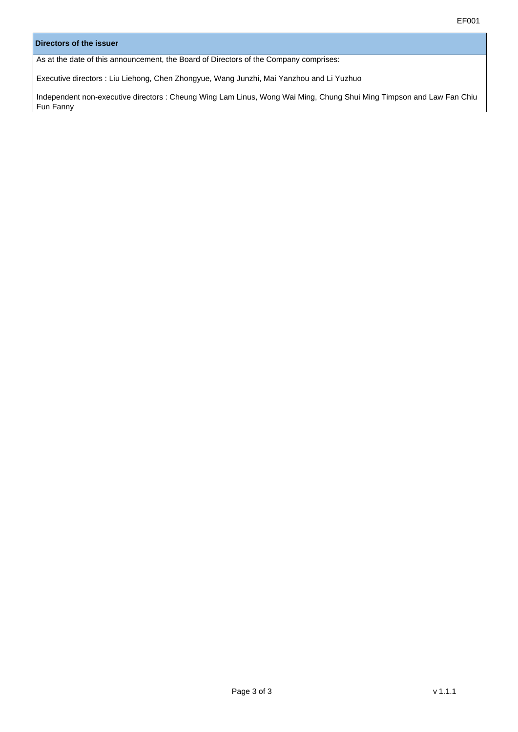## Directors of the issuer

As at the date of this announcement, the Board of Directors of the Company comprises:

Executive directors : Liu Liehong, Chen Zhongyue, Wang Junzhi, Mai Yanzhou and Li Yuzhuo

Independent non-executive directors : Cheung Wing Lam Linus, Wong Wai Ming, Chung Shui Ming Timpson and Law Fan Chiu Fun Fanny